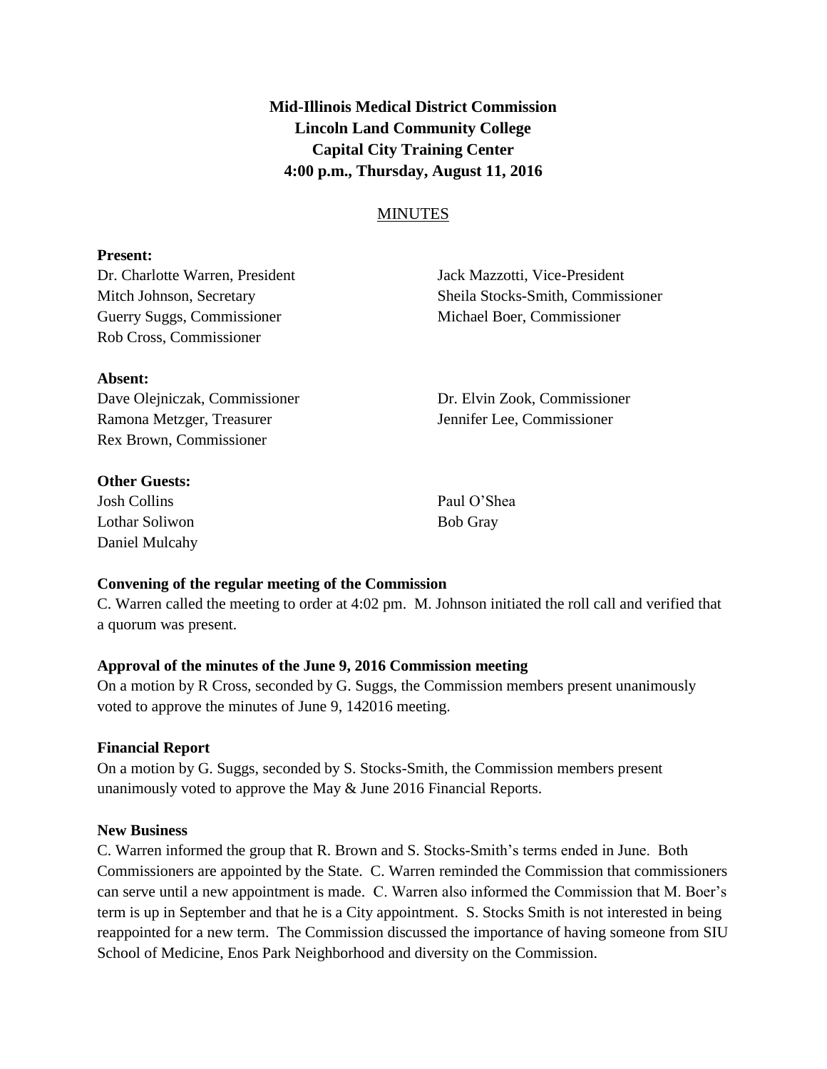**Mid-Illinois Medical District Commission**
**Lincoln Land Community College**
**Capital City Training Center**
**4:00 p.m., Thursday, August 11, 2016**

MINUTES

**Present:**

Dr. Charlotte Warren, President
Jack Mazzotti, Vice-President
Mitch Johnson, Secretary
Sheila Stocks-Smith, Commissioner
Guerry Suggs, Commissioner
Michael Boer, Commissioner
Rob Cross, Commissioner

**Absent:**

Dave Olejniczak, Commissioner
Dr. Elvin Zook, Commissioner
Ramona Metzger, Treasurer
Jennifer Lee, Commissioner
Rex Brown, Commissioner

**Other Guests:**

Josh Collins
Paul O'Shea
Lothar Soliwon
Bob Gray
Daniel Mulcahy

**Convening of the regular meeting of the Commission**

C. Warren called the meeting to order at 4:02 pm. M. Johnson initiated the roll call and verified that a quorum was present.

**Approval of the minutes of the June 9, 2016 Commission meeting**

On a motion by R Cross, seconded by G. Suggs, the Commission members present unanimously voted to approve the minutes of June 9, 142016 meeting.

**Financial Report**

On a motion by G. Suggs, seconded by S. Stocks-Smith, the Commission members present unanimously voted to approve the May & June 2016 Financial Reports.

**New Business**

C. Warren informed the group that R. Brown and S. Stocks-Smith's terms ended in June. Both Commissioners are appointed by the State. C. Warren reminded the Commission that commissioners can serve until a new appointment is made. C. Warren also informed the Commission that M. Boer's term is up in September and that he is a City appointment. S. Stocks Smith is not interested in being reappointed for a new term. The Commission discussed the importance of having someone from SIU School of Medicine, Enos Park Neighborhood and diversity on the Commission.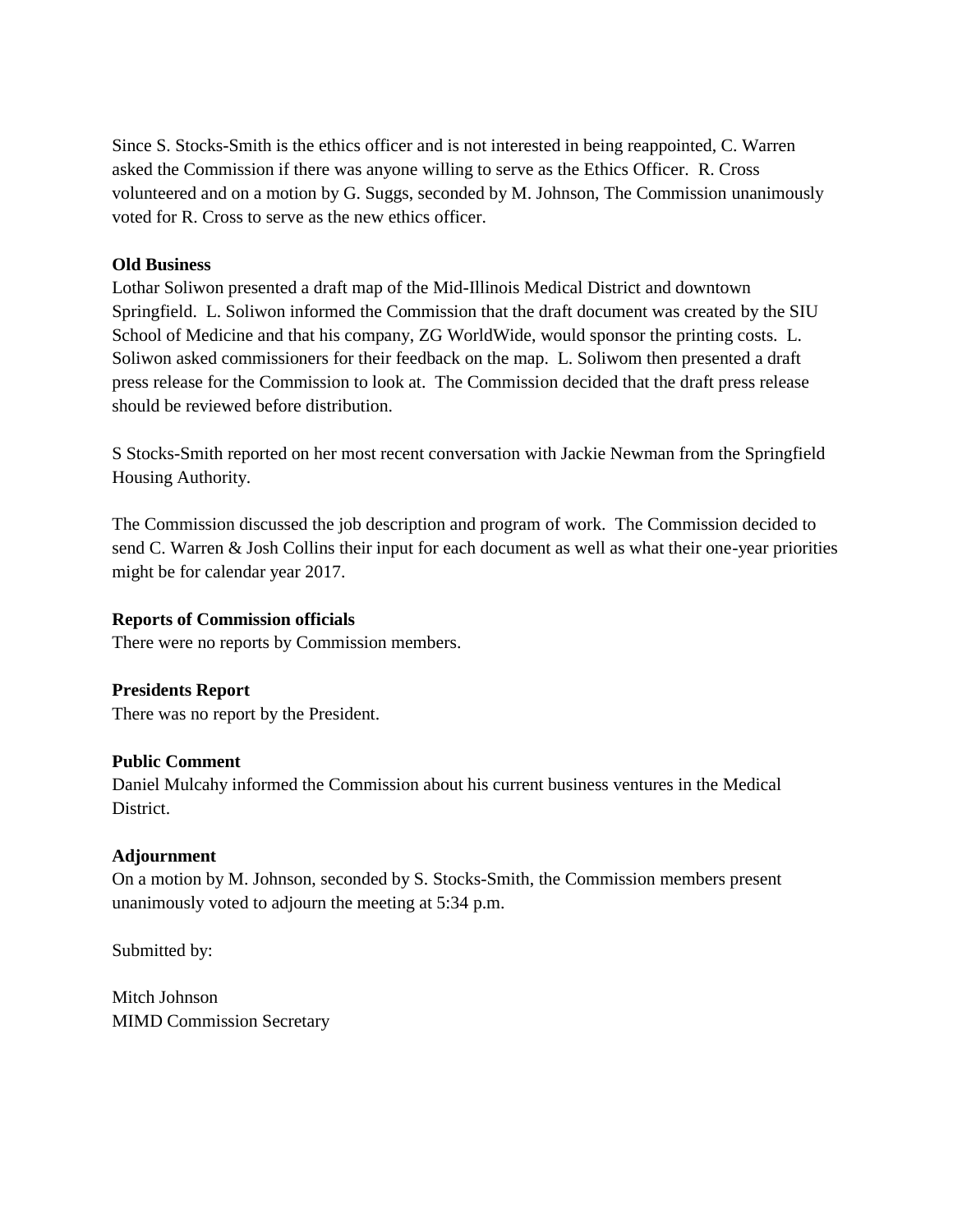Since S. Stocks-Smith is the ethics officer and is not interested in being reappointed, C. Warren asked the Commission if there was anyone willing to serve as the Ethics Officer. R. Cross volunteered and on a motion by G. Suggs, seconded by M. Johnson, The Commission unanimously voted for R. Cross to serve as the new ethics officer.

**Old Business**

Lothar Soliwon presented a draft map of the Mid-Illinois Medical District and downtown Springfield. L. Soliwon informed the Commission that the draft document was created by the SIU School of Medicine and that his company, ZG WorldWide, would sponsor the printing costs. L. Soliwon asked commissioners for their feedback on the map. L. Soliwom then presented a draft press release for the Commission to look at. The Commission decided that the draft press release should be reviewed before distribution.

S Stocks-Smith reported on her most recent conversation with Jackie Newman from the Springfield Housing Authority.

The Commission discussed the job description and program of work. The Commission decided to send C. Warren & Josh Collins their input for each document as well as what their one-year priorities might be for calendar year 2017.

**Reports of Commission officials**

There were no reports by Commission members.

**Presidents Report**

There was no report by the President.

**Public Comment**

Daniel Mulcahy informed the Commission about his current business ventures in the Medical District.

**Adjournment**

On a motion by M. Johnson, seconded by S. Stocks-Smith, the Commission members present unanimously voted to adjourn the meeting at 5:34 p.m.

Submitted by:

Mitch Johnson
MIMD Commission Secretary